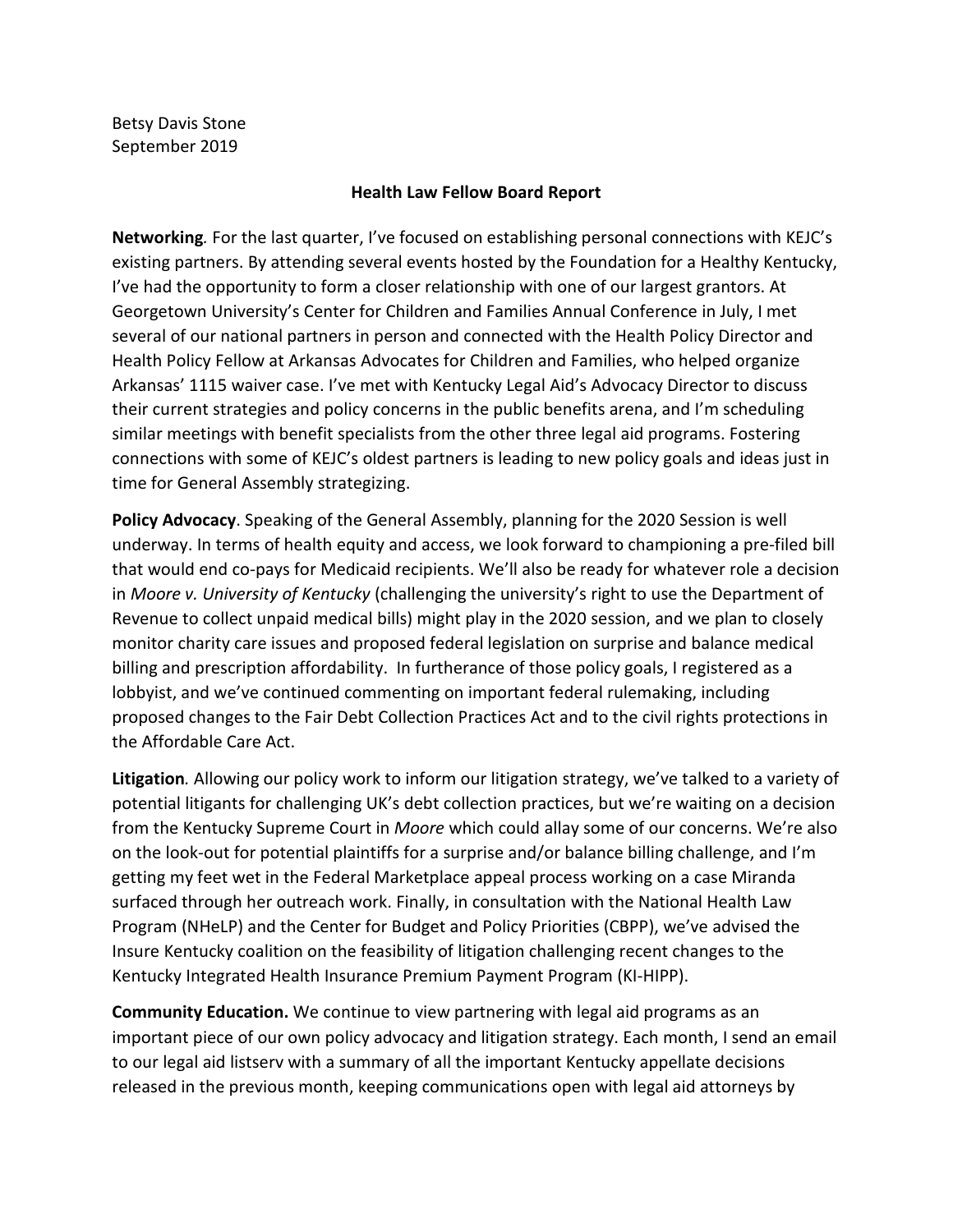Betsy Davis Stone
September 2019

## Health Law Fellow Board Report

**Networking***.* For the last quarter, I've focused on establishing personal connections with KEJC's existing partners. By attending several events hosted by the Foundation for a Healthy Kentucky, I've had the opportunity to form a closer relationship with one of our largest grantors. At Georgetown University's Center for Children and Families Annual Conference in July, I met several of our national partners in person and connected with the Health Policy Director and Health Policy Fellow at Arkansas Advocates for Children and Families, who helped organize Arkansas' 1115 waiver case. I've met with Kentucky Legal Aid's Advocacy Director to discuss their current strategies and policy concerns in the public benefits arena, and I'm scheduling similar meetings with benefit specialists from the other three legal aid programs. Fostering connections with some of KEJC's oldest partners is leading to new policy goals and ideas just in time for General Assembly strategizing.

**Policy Advocacy**. Speaking of the General Assembly, planning for the 2020 Session is well underway. In terms of health equity and access, we look forward to championing a pre-filed bill that would end co-pays for Medicaid recipients. We'll also be ready for whatever role a decision in *Moore v. University of Kentucky* (challenging the university's right to use the Department of Revenue to collect unpaid medical bills) might play in the 2020 session, and we plan to closely monitor charity care issues and proposed federal legislation on surprise and balance medical billing and prescription affordability. In furtherance of those policy goals, I registered as a lobbyist, and we've continued commenting on important federal rulemaking, including proposed changes to the Fair Debt Collection Practices Act and to the civil rights protections in the Affordable Care Act.

**Litigation***.* Allowing our policy work to inform our litigation strategy, we've talked to a variety of potential litigants for challenging UK's debt collection practices, but we're waiting on a decision from the Kentucky Supreme Court in *Moore* which could allay some of our concerns. We're also on the look-out for potential plaintiffs for a surprise and/or balance billing challenge, and I'm getting my feet wet in the Federal Marketplace appeal process working on a case Miranda surfaced through her outreach work. Finally, in consultation with the National Health Law Program (NHeLP) and the Center for Budget and Policy Priorities (CBPP), we've advised the Insure Kentucky coalition on the feasibility of litigation challenging recent changes to the Kentucky Integrated Health Insurance Premium Payment Program (KI-HIPP).

**Community Education.** We continue to view partnering with legal aid programs as an important piece of our own policy advocacy and litigation strategy. Each month, I send an email to our legal aid listserv with a summary of all the important Kentucky appellate decisions released in the previous month, keeping communications open with legal aid attorneys by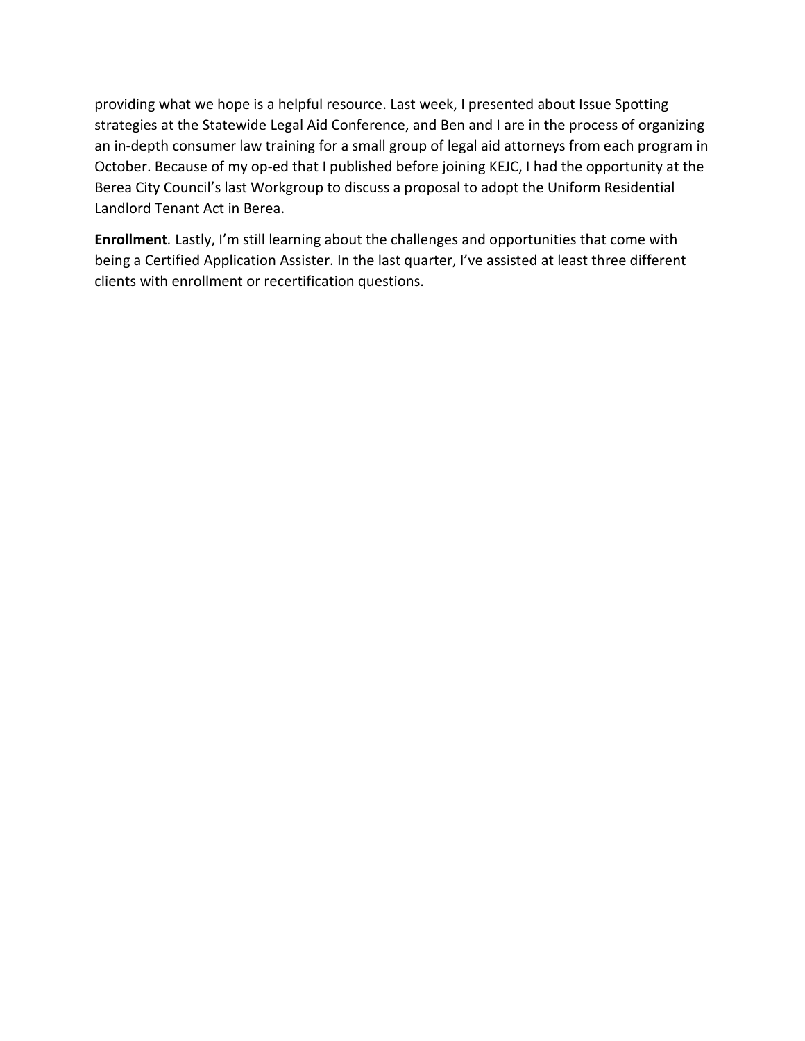providing what we hope is a helpful resource. Last week, I presented about Issue Spotting strategies at the Statewide Legal Aid Conference, and Ben and I are in the process of organizing an in-depth consumer law training for a small group of legal aid attorneys from each program in October. Because of my op-ed that I published before joining KEJC, I had the opportunity at the Berea City Council's last Workgroup to discuss a proposal to adopt the Uniform Residential Landlord Tenant Act in Berea.

**Enrollment***.* Lastly, I'm still learning about the challenges and opportunities that come with being a Certified Application Assister. In the last quarter, I've assisted at least three different clients with enrollment or recertification questions.